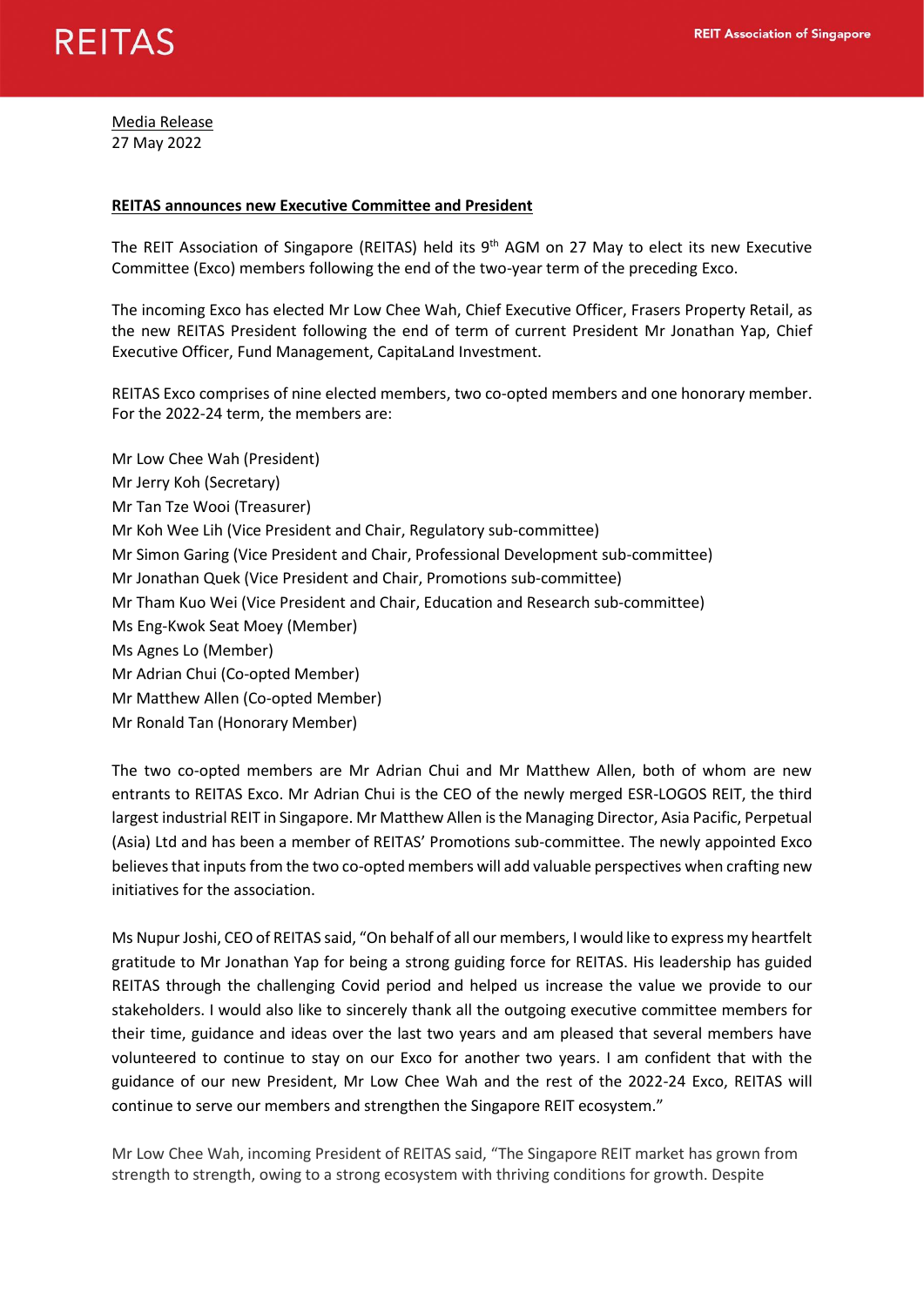<u>Media Release</u>
27 May 2022

**<u>REITAS announces new Executive Committee and President</u>**

The REIT Association of Singapore (REITAS) held its 9th AGM on 27 May to elect its new Executive Committee (Exco) members following the end of the two-year term of the preceding Exco.

The incoming Exco has elected Mr Low Chee Wah, Chief Executive Officer, Frasers Property Retail, as the new REITAS President following the end of term of current President Mr Jonathan Yap, Chief Executive Officer, Fund Management, CapitaLand Investment.

REITAS Exco comprises of nine elected members, two co-opted members and one honorary member. For the 2022-24 term, the members are:

Mr Low Chee Wah (President)
Mr Jerry Koh (Secretary)
Mr Tan Tze Wooi (Treasurer)
Mr Koh Wee Lih (Vice President and Chair, Regulatory sub-committee)
Mr Simon Garing (Vice President and Chair, Professional Development sub-committee)
Mr Jonathan Quek (Vice President and Chair, Promotions sub-committee)
Mr Tham Kuo Wei (Vice President and Chair, Education and Research sub-committee)
Ms Eng-Kwok Seat Moey (Member)
Ms Agnes Lo (Member)
Mr Adrian Chui (Co-opted Member)
Mr Matthew Allen (Co-opted Member)
Mr Ronald Tan (Honorary Member)

The two co-opted members are Mr Adrian Chui and Mr Matthew Allen, both of whom are new entrants to REITAS Exco. Mr Adrian Chui is the CEO of the newly merged ESR-LOGOS REIT, the third largest industrial REIT in Singapore. Mr Matthew Allen is the Managing Director, Asia Pacific, Perpetual (Asia) Ltd and has been a member of REITAS' Promotions sub-committee. The newly appointed Exco believes that inputs from the two co-opted members will add valuable perspectives when crafting new initiatives for the association.

Ms Nupur Joshi, CEO of REITAS said, "On behalf of all our members, I would like to express my heartfelt gratitude to Mr Jonathan Yap for being a strong guiding force for REITAS. His leadership has guided REITAS through the challenging Covid period and helped us increase the value we provide to our stakeholders. I would also like to sincerely thank all the outgoing executive committee members for their time, guidance and ideas over the last two years and am pleased that several members have volunteered to continue to stay on our Exco for another two years. I am confident that with the guidance of our new President, Mr Low Chee Wah and the rest of the 2022-24 Exco, REITAS will continue to serve our members and strengthen the Singapore REIT ecosystem."

Mr Low Chee Wah, incoming President of REITAS said, "The Singapore REIT market has grown from strength to strength, owing to a strong ecosystem with thriving conditions for growth. Despite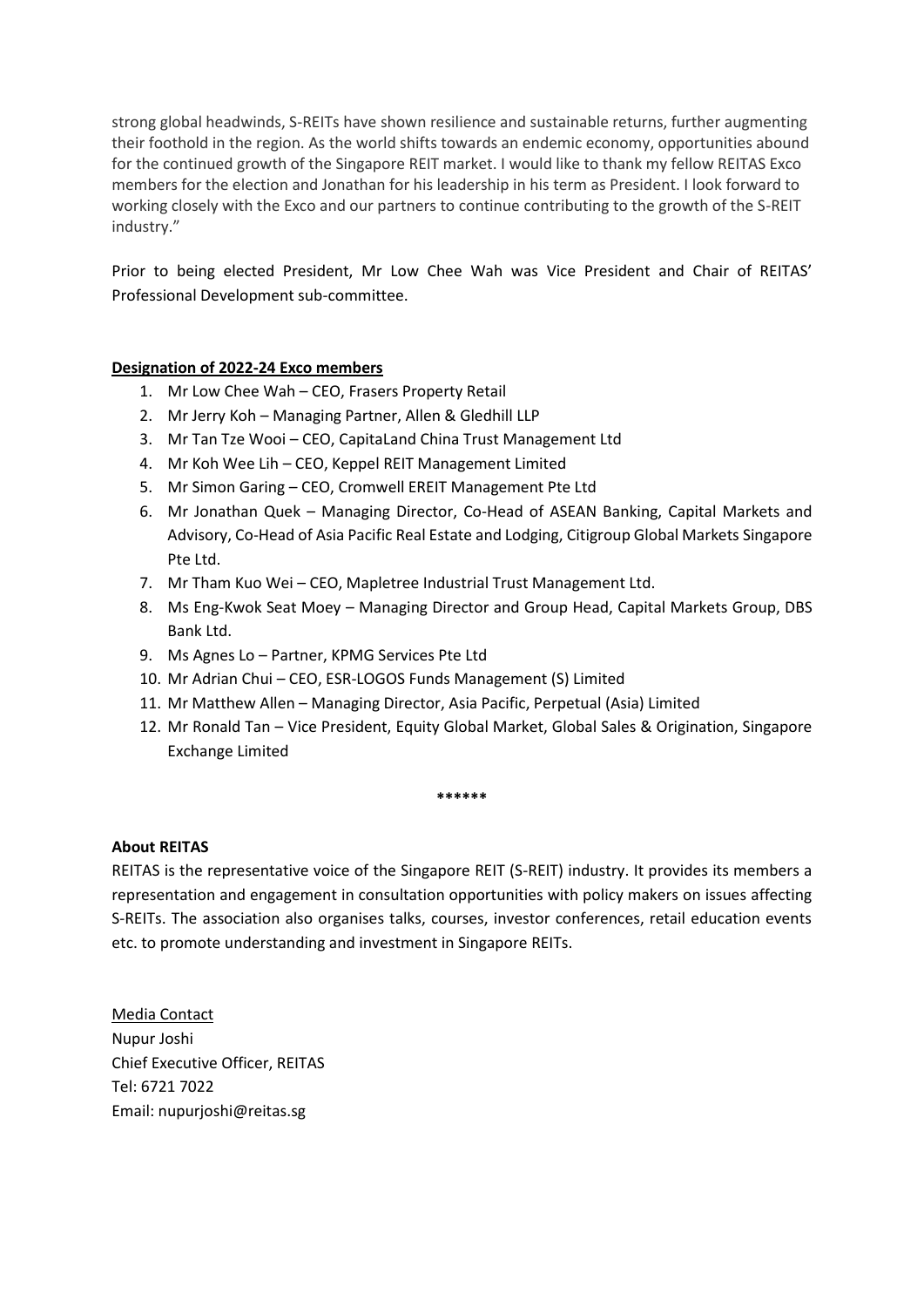strong global headwinds, S-REITs have shown resilience and sustainable returns, further augmenting their foothold in the region. As the world shifts towards an endemic economy, opportunities abound for the continued growth of the Singapore REIT market. I would like to thank my fellow REITAS Exco members for the election and Jonathan for his leadership in his term as President. I look forward to working closely with the Exco and our partners to continue contributing to the growth of the S-REIT industry."

Prior to being elected President, Mr Low Chee Wah was Vice President and Chair of REITAS' Professional Development sub-committee.

**Designation of 2022-24 Exco members**

1. Mr Low Chee Wah – CEO, Frasers Property Retail
2. Mr Jerry Koh – Managing Partner, Allen & Gledhill LLP
3. Mr Tan Tze Wooi – CEO, CapitaLand China Trust Management Ltd
4. Mr Koh Wee Lih – CEO, Keppel REIT Management Limited
5. Mr Simon Garing – CEO, Cromwell EREIT Management Pte Ltd
6. Mr Jonathan Quek – Managing Director, Co-Head of ASEAN Banking, Capital Markets and Advisory, Co-Head of Asia Pacific Real Estate and Lodging, Citigroup Global Markets Singapore Pte Ltd.
7. Mr Tham Kuo Wei – CEO, Mapletree Industrial Trust Management Ltd.
8. Ms Eng-Kwok Seat Moey – Managing Director and Group Head, Capital Markets Group, DBS Bank Ltd.
9. Ms Agnes Lo – Partner, KPMG Services Pte Ltd
10. Mr Adrian Chui – CEO, ESR-LOGOS Funds Management (S) Limited
11. Mr Matthew Allen – Managing Director, Asia Pacific, Perpetual (Asia) Limited
12. Mr Ronald Tan – Vice President, Equity Global Market, Global Sales & Origination, Singapore Exchange Limited

******

**About REITAS**

REITAS is the representative voice of the Singapore REIT (S-REIT) industry. It provides its members a representation and engagement in consultation opportunities with policy makers on issues affecting S-REITs. The association also organises talks, courses, investor conferences, retail education events etc. to promote understanding and investment in Singapore REITs.

Media Contact
Nupur Joshi
Chief Executive Officer, REITAS
Tel: 6721 7022
Email: nupurjoshi@reitas.sg